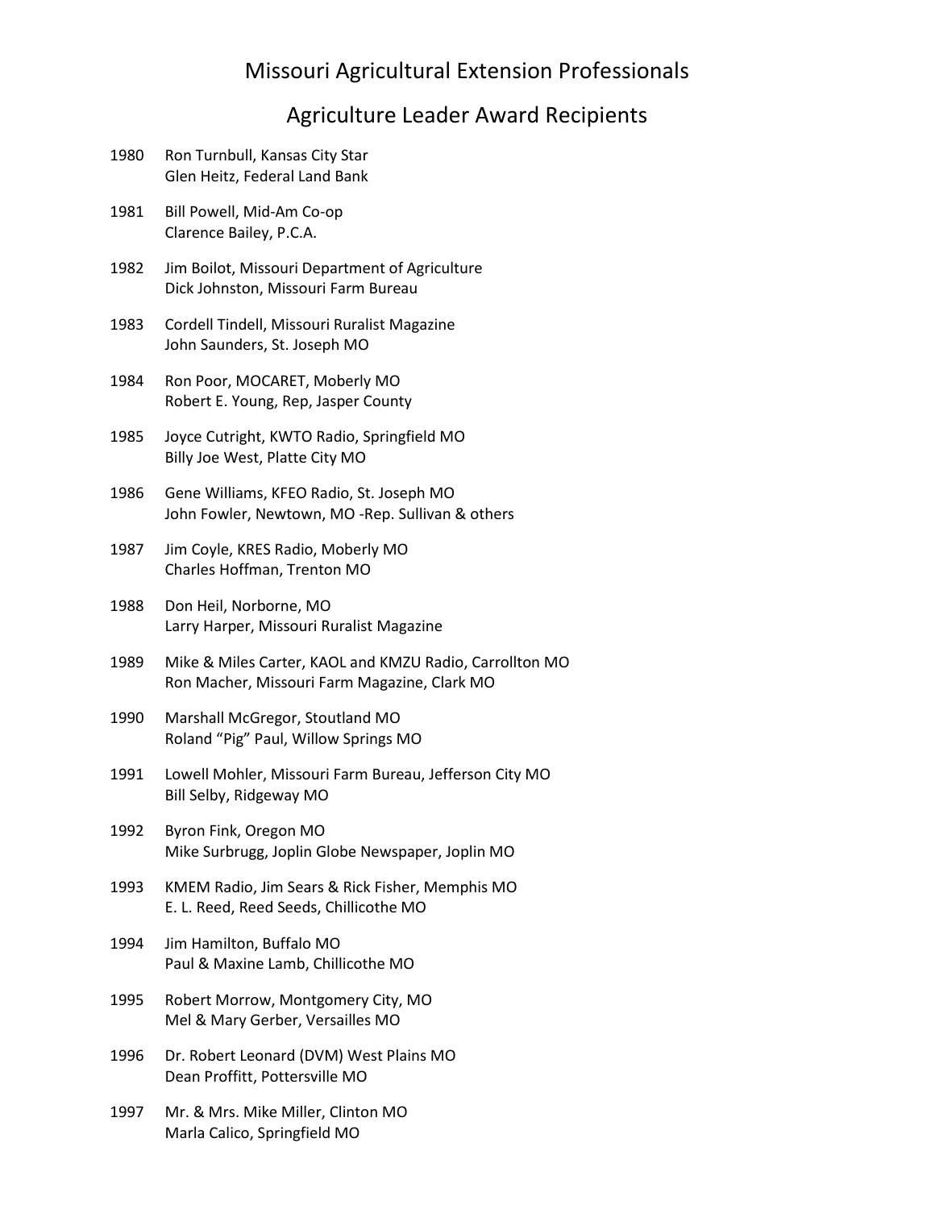# Missouri Agricultural Extension Professionals

## Agriculture Leader Award Recipients

1980 Ron Turnbull, Kansas City Star
Glen Heitz, Federal Land Bank

1981 Bill Powell, Mid-Am Co-op
Clarence Bailey, P.C.A.

1982 Jim Boilot, Missouri Department of Agriculture
Dick Johnston, Missouri Farm Bureau

1983 Cordell Tindell, Missouri Ruralist Magazine
John Saunders, St. Joseph MO

1984 Ron Poor, MOCARET, Moberly MO
Robert E. Young, Rep, Jasper County

1985 Joyce Cutright, KWTO Radio, Springfield MO
Billy Joe West, Platte City MO

1986 Gene Williams, KFEO Radio, St. Joseph MO
John Fowler, Newtown, MO -Rep. Sullivan & others

1987 Jim Coyle, KRES Radio, Moberly MO
Charles Hoffman, Trenton MO

1988 Don Heil, Norborne, MO
Larry Harper, Missouri Ruralist Magazine

1989 Mike & Miles Carter, KAOL and KMZU Radio, Carrollton MO
Ron Macher, Missouri Farm Magazine, Clark MO

1990 Marshall McGregor, Stoutland MO
Roland "Pig" Paul, Willow Springs MO

1991 Lowell Mohler, Missouri Farm Bureau, Jefferson City MO
Bill Selby, Ridgeway MO

1992 Byron Fink, Oregon MO
Mike Surbrugg, Joplin Globe Newspaper, Joplin MO

1993 KMEM Radio, Jim Sears & Rick Fisher, Memphis MO
E. L. Reed, Reed Seeds, Chillicothe MO

1994 Jim Hamilton, Buffalo MO
Paul & Maxine Lamb, Chillicothe MO

1995 Robert Morrow, Montgomery City, MO
Mel & Mary Gerber, Versailles MO

1996 Dr. Robert Leonard (DVM) West Plains MO
Dean Proffitt, Pottersville MO

1997 Mr. & Mrs. Mike Miller, Clinton MO
Marla Calico, Springfield MO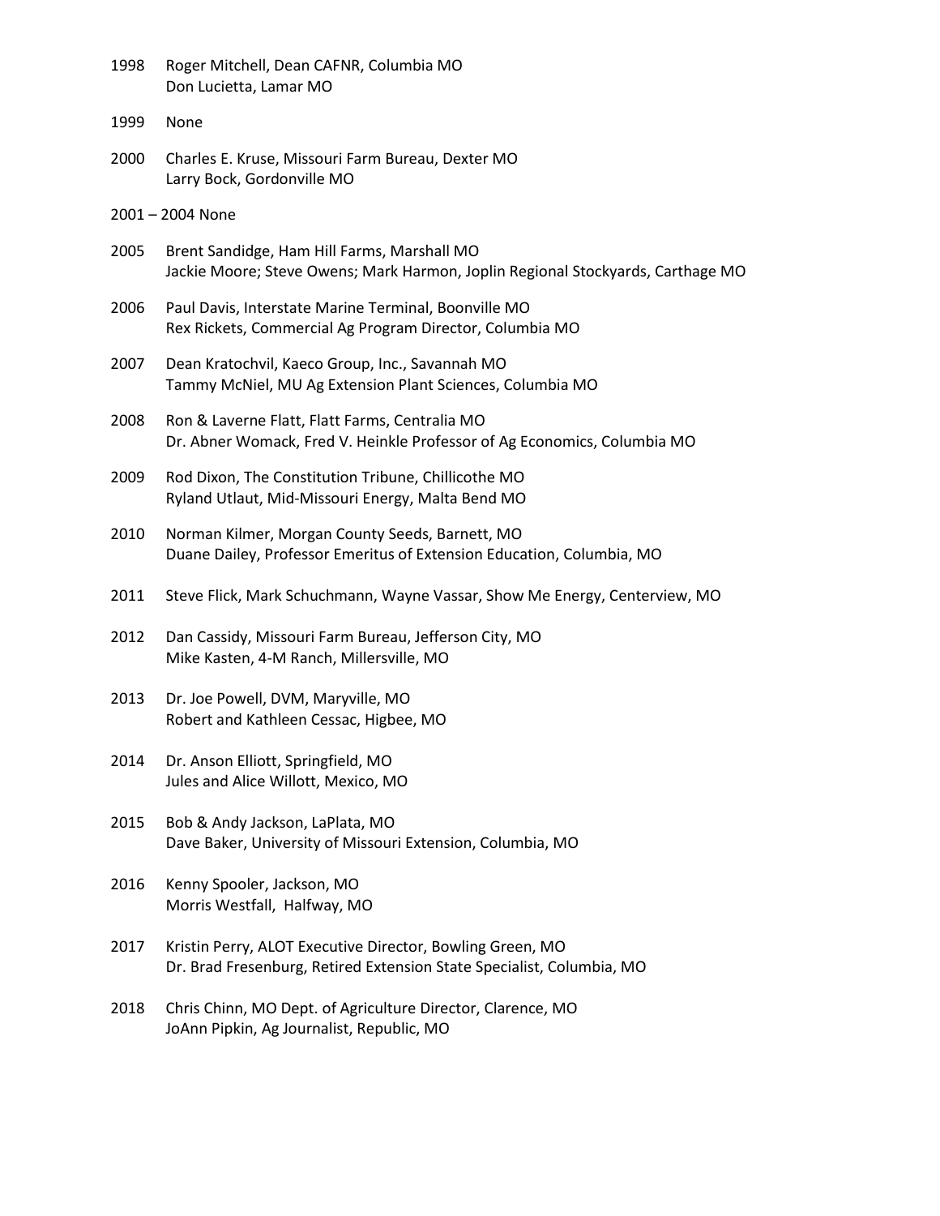1998 Roger Mitchell, Dean CAFNR, Columbia MO
Don Lucietta, Lamar MO

1999 None

2000 Charles E. Kruse, Missouri Farm Bureau, Dexter MO
Larry Bock, Gordonville MO

2001 – 2004 None

2005 Brent Sandidge, Ham Hill Farms, Marshall MO
Jackie Moore; Steve Owens; Mark Harmon, Joplin Regional Stockyards, Carthage MO

2006 Paul Davis, Interstate Marine Terminal, Boonville MO
Rex Rickets, Commercial Ag Program Director, Columbia MO

2007 Dean Kratochvil, Kaeco Group, Inc., Savannah MO
Tammy McNiel, MU Ag Extension Plant Sciences, Columbia MO

2008 Ron & Laverne Flatt, Flatt Farms, Centralia MO
Dr. Abner Womack, Fred V. Heinkle Professor of Ag Economics, Columbia MO

2009 Rod Dixon, The Constitution Tribune, Chillicothe MO
Ryland Utlaut, Mid-Missouri Energy, Malta Bend MO

2010 Norman Kilmer, Morgan County Seeds, Barnett, MO
Duane Dailey, Professor Emeritus of Extension Education, Columbia, MO

2011 Steve Flick, Mark Schuchmann, Wayne Vassar, Show Me Energy, Centerview, MO

2012 Dan Cassidy, Missouri Farm Bureau, Jefferson City, MO
Mike Kasten, 4-M Ranch, Millersville, MO

2013 Dr. Joe Powell, DVM, Maryville, MO
Robert and Kathleen Cessac, Higbee, MO

2014 Dr. Anson Elliott, Springfield, MO
Jules and Alice Willott, Mexico, MO

2015 Bob & Andy Jackson, LaPlata, MO
Dave Baker, University of Missouri Extension, Columbia, MO

2016 Kenny Spooler, Jackson, MO
Morris Westfall, Halfway, MO

2017 Kristin Perry, ALOT Executive Director, Bowling Green, MO
Dr. Brad Fresenburg, Retired Extension State Specialist, Columbia, MO

2018 Chris Chinn, MO Dept. of Agriculture Director, Clarence, MO
JoAnn Pipkin, Ag Journalist, Republic, MO